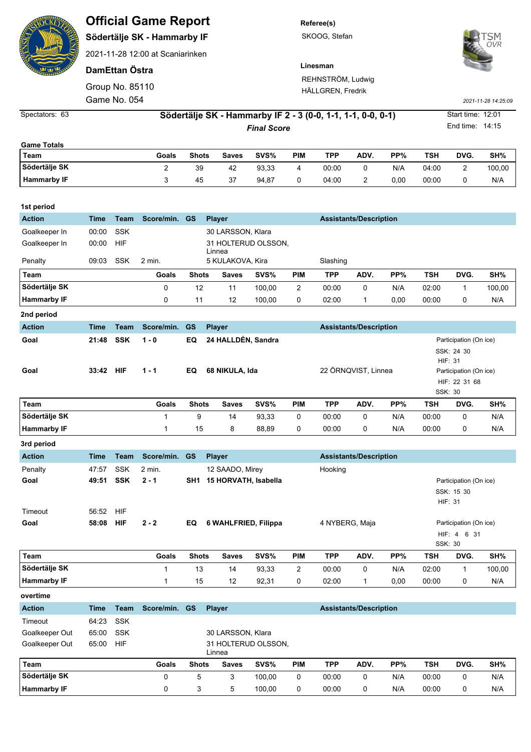# Official Game Report

**Södertälje SK - Hammarby IF**

2021-11-28 12:00 at Scaniarinken

**DamEttan Östra**

Group No. 85110

Game No. 054

**Referee(s)**

SKOOG, Stefan

**Linesman**

REHNSTRÖM, Ludwig

HÄLLGREN, Fredrik

*2021-11-28 14:25:09*

Spectators: 63

**Södertälje SK - Hammarby IF 2 - 3 (0-0, 1-1, 1-1, 0-0, 0-1)**

***Final Score***

Start time: 12:01

End time: 14:15

**Game Totals**

| Team | Goals | Shots | Saves | SVS% | PIM | TPP | ADV. | PP% | TSH | DVG. | SH% |
|---|---|---|---|---|---|---|---|---|---|---|---|
| **Södertälje SK** | 2 | 39 | 42 | 93,33 | 4 | 00:00 | 0 | N/A | 04:00 | 2 | 100,00 |
| **Hammarby IF** | 3 | 45 | 37 | 94,87 | 0 | 04:00 | 2 | 0,00 | 00:00 | 0 | N/A |

**1st period**

| Action | Time | Team | Score/min. | GS | Player | Assistants/Description | |
|---|---|---|---|---|---|---|---|
| Goalkeeper In | 00:00 | SSK | | | 30 LARSSON, Klara | | |
| Goalkeeper In | 00:00 | HIF | | | 31 HOLTERUD OLSSON, Linnea | | |
| Penalty | 09:03 | SSK | 2 min. | | 5 KULAKOVA, Kira | Slashing | |

| Team | Goals | Shots | Saves | SVS% | PIM | TPP | ADV. | PP% | TSH | DVG. | SH% |
|---|---|---|---|---|---|---|---|---|---|---|---|
| **Södertälje SK** | 0 | 12 | 11 | 100,00 | 2 | 00:00 | 0 | N/A | 02:00 | 1 | 100,00 |
| **Hammarby IF** | 0 | 11 | 12 | 100,00 | 0 | 02:00 | 1 | 0,00 | 00:00 | 0 | N/A |

**2nd period**

| Action | Time | Team | Score/min. | GS | Player | Assistants/Description | |
|---|---|---|---|---|---|---|---|
| **Goal** | **21:48** | **SSK** | **1 - 0** | **EQ** | **24 HALLDÉN, Sandra** | | Participation (On ice) SSK: 24 30 HIF: 31 |
| **Goal** | **33:42** | **HIF** | **1 - 1** | **EQ** | **68 NIKULA, Ida** | 22 ÖRNQVIST, Linnea | Participation (On ice) HIF: 22 31 68 SSK: 30 |

| Team | Goals | Shots | Saves | SVS% | PIM | TPP | ADV. | PP% | TSH | DVG. | SH% |
|---|---|---|---|---|---|---|---|---|---|---|---|
| **Södertälje SK** | 1 | 9 | 14 | 93,33 | 0 | 00:00 | 0 | N/A | 00:00 | 0 | N/A |
| **Hammarby IF** | 1 | 15 | 8 | 88,89 | 0 | 00:00 | 0 | N/A | 00:00 | 0 | N/A |

**3rd period**

| Action | Time | Team | Score/min. | GS | Player | Assistants/Description | |
|---|---|---|---|---|---|---|---|
| Penalty | 47:57 | SSK | 2 min. | | 12 SAADO, Mirey | Hooking | |
| **Goal** | **49:51** | **SSK** | **2 - 1** | **SH1** | **15 HORVATH, Isabella** | | Participation (On ice) SSK: 15 30 HIF: 31 |
| Timeout | 56:52 | HIF | | | | | |
| **Goal** | **58:08** | **HIF** | **2 - 2** | **EQ** | **6 WAHLFRIED, Filippa** | 4 NYBERG, Maja | Participation (On ice) HIF: 4 6 31 SSK: 30 |

| Team | Goals | Shots | Saves | SVS% | PIM | TPP | ADV. | PP% | TSH | DVG. | SH% |
|---|---|---|---|---|---|---|---|---|---|---|---|
| **Södertälje SK** | 1 | 13 | 14 | 93,33 | 2 | 00:00 | 0 | N/A | 02:00 | 1 | 100,00 |
| **Hammarby IF** | 1 | 15 | 12 | 92,31 | 0 | 02:00 | 1 | 0,00 | 00:00 | 0 | N/A |

**overtime**

| Action | Time | Team | Score/min. | GS | Player | Assistants/Description |
|---|---|---|---|---|---|---|
| Timeout | 64:23 | SSK | | | | |
| Goalkeeper Out | 65:00 | SSK | | | 30 LARSSON, Klara | |
| Goalkeeper Out | 65:00 | HIF | | | 31 HOLTERUD OLSSON, Linnea | |

| Team | Goals | Shots | Saves | SVS% | PIM | TPP | ADV. | PP% | TSH | DVG. | SH% |
|---|---|---|---|---|---|---|---|---|---|---|---|
| **Södertälje SK** | 0 | 5 | 3 | 100,00 | 0 | 00:00 | 0 | N/A | 00:00 | 0 | N/A |
| **Hammarby IF** | 0 | 3 | 5 | 100,00 | 0 | 00:00 | 0 | N/A | 00:00 | 0 | N/A |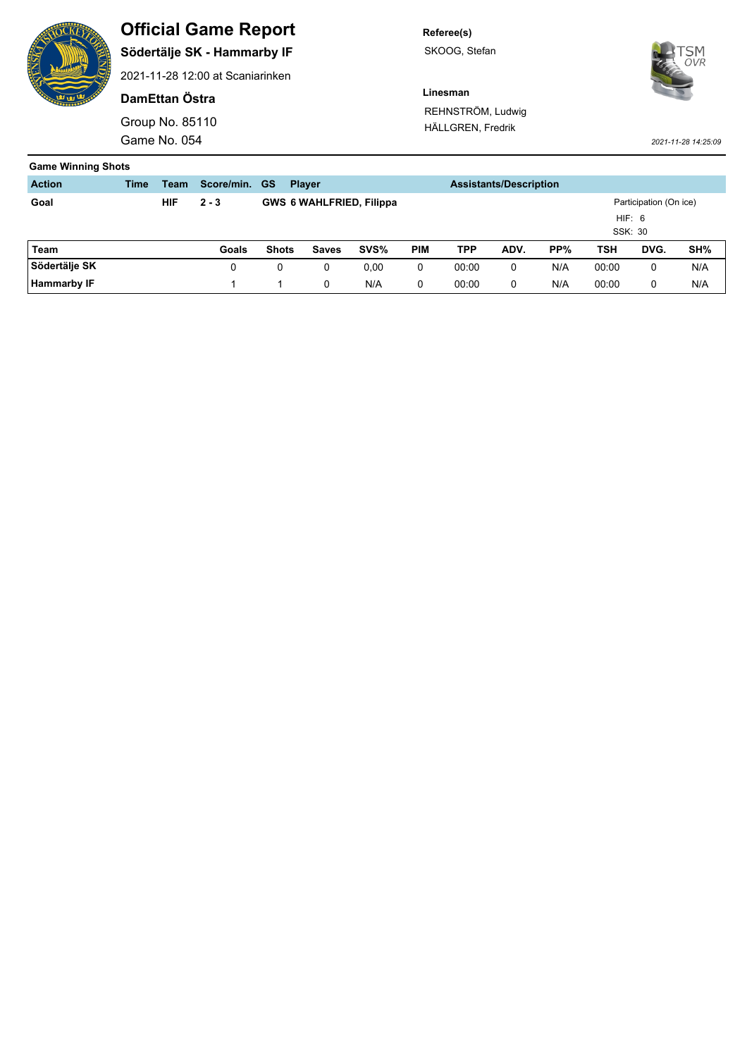# Official Game Report

**Södertälje SK - Hammarby IF**

2021-11-28 12:00 at Scaniarinken

**DamEttan Östra**

Group No. 85110

Game No. 054

**Referee(s)**

SKOOG, Stefan

**Linesman**

REHNSTRÖM, Ludwig

HÄLLGREN, Fredrik

*2021-11-28 14:25:09*

**Game Winning Shots**

| Action | Time | Team | Score/min. | GS | Player | Assistants/Description |
|---|---|---|---|---|---|---|
| Goal | | HIF | 2 - 3 | GWS | 6 WAHLFRIED, Filippa | Participation (On ice)<br>HIF: 6<br>SSK: 30 |

| Team | Goals | Shots | Saves | SVS% | PIM | TPP | ADV. | PP% | TSH | DVG. | SH% |
|---|---|---|---|---|---|---|---|---|---|---|---|
| Södertälje SK | 0 | 0 | 0 | 0,00 | 0 | 00:00 | 0 | N/A | 00:00 | 0 | N/A |
| Hammarby IF | 1 | 1 | 0 | N/A | 0 | 00:00 | 0 | N/A | 00:00 | 0 | N/A |